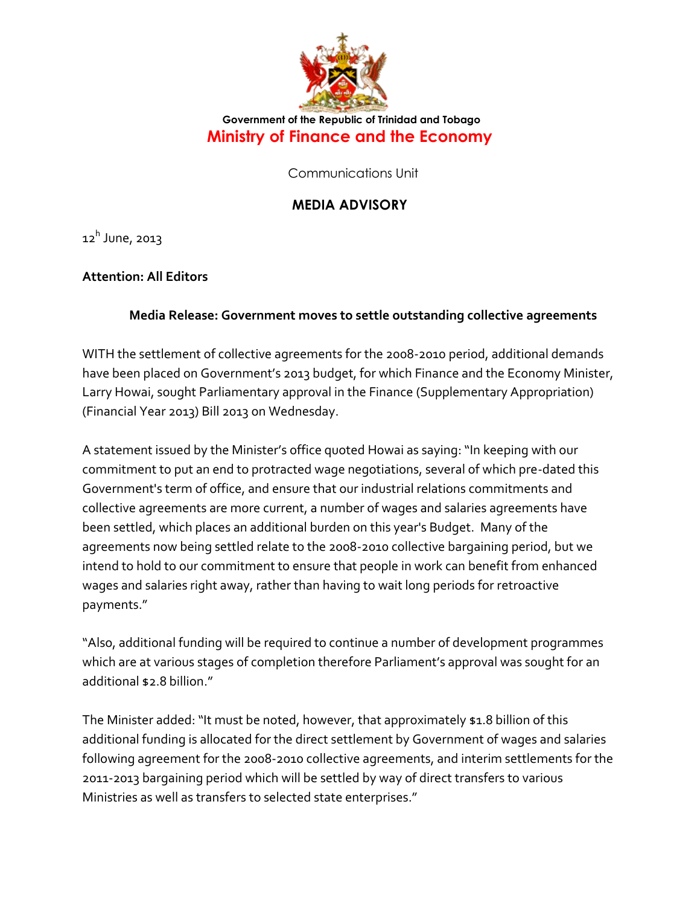Government of the Republic of Trinidad and Tobago

# Ministry of Finance and the Economy

Communications Unit

## MEDIA ADVISORY

12[h] June, 2013

**Attention: All Editors**

**Media Release: Government moves to settle outstanding collective agreements**

WITH the settlement of collective agreements for the 2008-2010 period, additional demands have been placed on Government's 2013 budget, for which Finance and the Economy Minister, Larry Howai, sought Parliamentary approval in the Finance (Supplementary Appropriation) (Financial Year 2013) Bill 2013 on Wednesday.

A statement issued by the Minister's office quoted Howai as saying: "In keeping with our commitment to put an end to protracted wage negotiations, several of which pre-dated this Government's term of office, and ensure that our industrial relations commitments and collective agreements are more current, a number of wages and salaries agreements have been settled, which places an additional burden on this year's Budget. Many of the agreements now being settled relate to the 2008-2010 collective bargaining period, but we intend to hold to our commitment to ensure that people in work can benefit from enhanced wages and salaries right away, rather than having to wait long periods for retroactive payments."

"Also, additional funding will be required to continue a number of development programmes which are at various stages of completion therefore Parliament's approval was sought for an additional $2.8 billion."

The Minister added: "It must be noted, however, that approximately $1.8 billion of this additional funding is allocated for the direct settlement by Government of wages and salaries following agreement for the 2008-2010 collective agreements, and interim settlements for the 2011-2013 bargaining period which will be settled by way of direct transfers to various Ministries as well as transfers to selected state enterprises."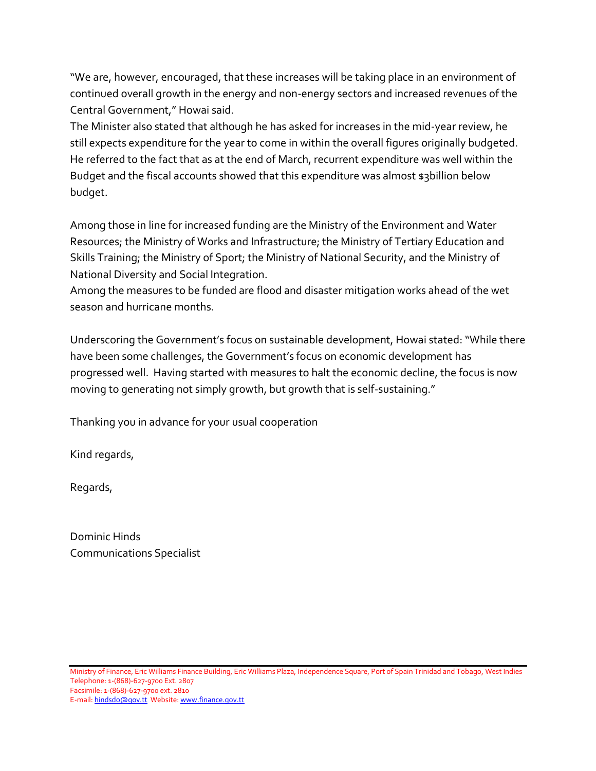"We are, however, encouraged, that these increases will be taking place in an environment of continued overall growth in the energy and non-energy sectors and increased revenues of the Central Government," Howai said.

The Minister also stated that although he has asked for increases in the mid-year review, he still expects expenditure for the year to come in within the overall figures originally budgeted. He referred to the fact that as at the end of March, recurrent expenditure was well within the Budget and the fiscal accounts showed that this expenditure was almost $3billion below budget.

Among those in line for increased funding are the Ministry of the Environment and Water Resources; the Ministry of Works and Infrastructure; the Ministry of Tertiary Education and Skills Training; the Ministry of Sport; the Ministry of National Security, and the Ministry of National Diversity and Social Integration.

Among the measures to be funded are flood and disaster mitigation works ahead of the wet season and hurricane months.

Underscoring the Government's focus on sustainable development, Howai stated: "While there have been some challenges, the Government's focus on economic development has progressed well. Having started with measures to halt the economic decline, the focus is now moving to generating not simply growth, but growth that is self-sustaining."

Thanking you in advance for your usual cooperation

Kind regards,

Regards,

Dominic Hinds
Communications Specialist

Ministry of Finance, Eric Williams Finance Building, Eric Williams Plaza, Independence Square, Port of Spain Trinidad and Tobago, West Indies
Telephone: 1-(868)-627-9700 Ext. 2807
Facsimile: 1-(868)-627-9700 ext. 2810
E-mail: hindsdo@gov.tt Website: www.finance.gov.tt